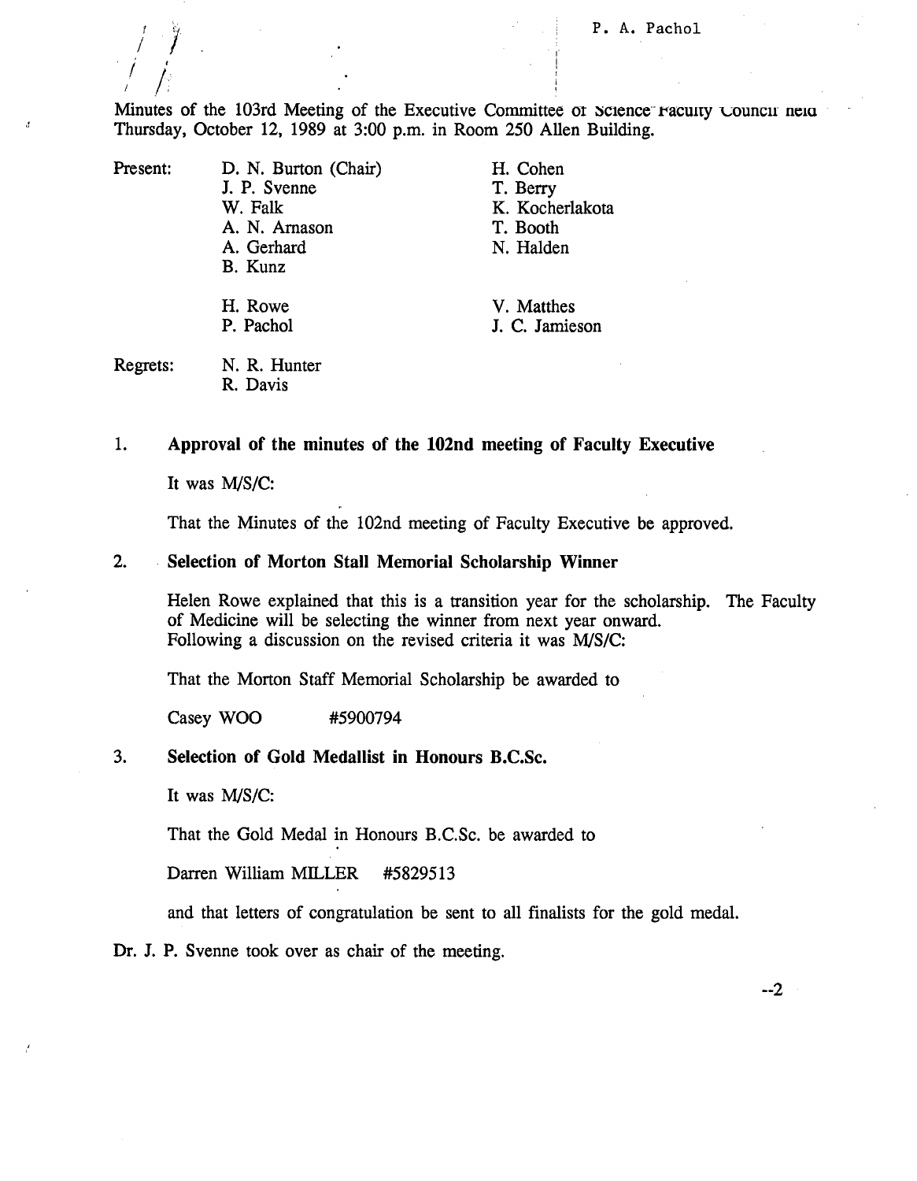P. A. Pachol

Minutes of the 103rd Meeting of the Executive Committee of Science Faculty Council held Thursday, October 12, 1989 at 3:00 p.m. in Room 250 Allen Building.

| | | |
|---|---|---|
| Present: | D. N. Burton (Chair) | H. Cohen |
| | J. P. Svenne | T. Berry |
| | W. Falk | K. Kocherlakota |
| | A. N. Arnason | T. Booth |
| | A. Gerhard | N. Halden |
| | B. Kunz | |
| | H. Rowe | V. Matthes |
| | P. Pachol | J. C. Jamieson |
| Regrets: | N. R. Hunter | |
| | R. Davis | |

1. **Approval of the minutes of the 102nd meeting of Faculty Executive**

   It was M/S/C:

   That the Minutes of the 102nd meeting of Faculty Executive be approved.

2. **Selection of Morton Stall Memorial Scholarship Winner**

   Helen Rowe explained that this is a transition year for the scholarship. The Faculty of Medicine will be selecting the winner from next year onward.
   Following a discussion on the revised criteria it was M/S/C:

   That the Morton Staff Memorial Scholarship be awarded to

   Casey WOO #5900794

3. **Selection of Gold Medallist in Honours B.C.Sc.**

   It was M/S/C:

   That the Gold Medal in Honours B.C.Sc. be awarded to

   Darren William MILLER #5829513

   and that letters of congratulation be sent to all finalists for the gold medal.

Dr. J. P. Svenne took over as chair of the meeting.

--2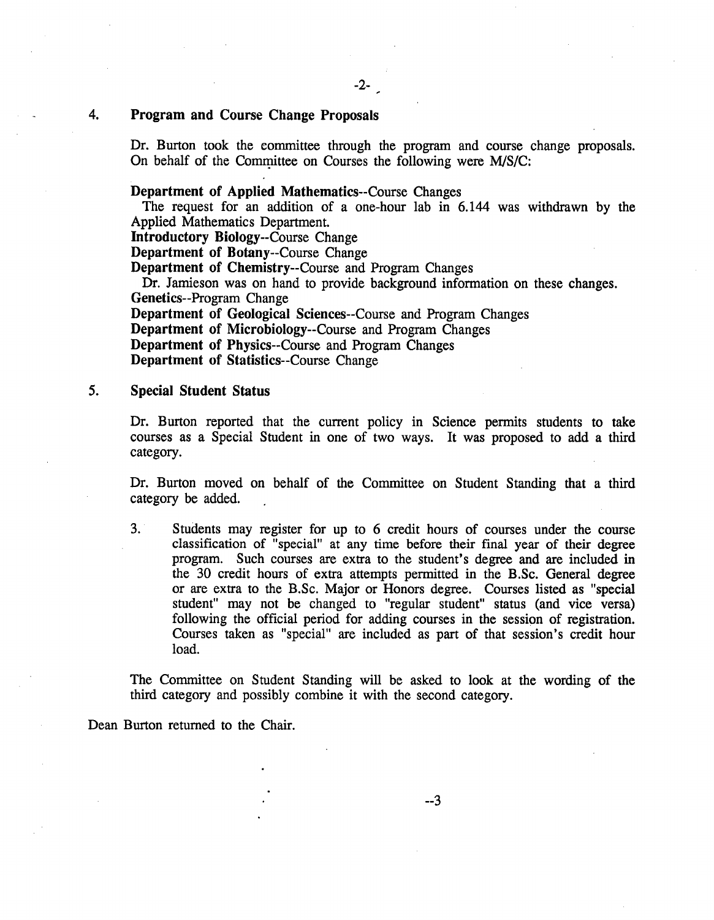## 4. Program and Course Change Proposals

Dr. Burton took the committee through the program and course change proposals. On behalf of the Committee on Courses the following were M/S/C:

**Department of Applied Mathematics**--Course Changes
The request for an addition of a one-hour lab in 6.144 was withdrawn by the Applied Mathematics Department.
**Introductory Biology**--Course Change
**Department of Botany**--Course Change
**Department of Chemistry**--Course and Program Changes
Dr. Jamieson was on hand to provide background information on these changes.
**Genetics**--Program Change
**Department of Geological Sciences**--Course and Program Changes
**Department of Microbiology**--Course and Program Changes
**Department of Physics**--Course and Program Changes
**Department of Statistics**--Course Change

## 5. Special Student Status

Dr. Burton reported that the current policy in Science permits students to take courses as a Special Student in one of two ways. It was proposed to add a third category.

Dr. Burton moved on behalf of the Committee on Student Standing that a third category be added.

3. Students may register for up to 6 credit hours of courses under the course classification of "special" at any time before their final year of their degree program. Such courses are extra to the student's degree and are included in the 30 credit hours of extra attempts permitted in the B.Sc. General degree or are extra to the B.Sc. Major or Honors degree. Courses listed as "special student" may not be changed to "regular student" status (and vice versa) following the official period for adding courses in the session of registration. Courses taken as "special" are included as part of that session's credit hour load.

The Committee on Student Standing will be asked to look at the wording of the third category and possibly combine it with the second category.

Dean Burton returned to the Chair.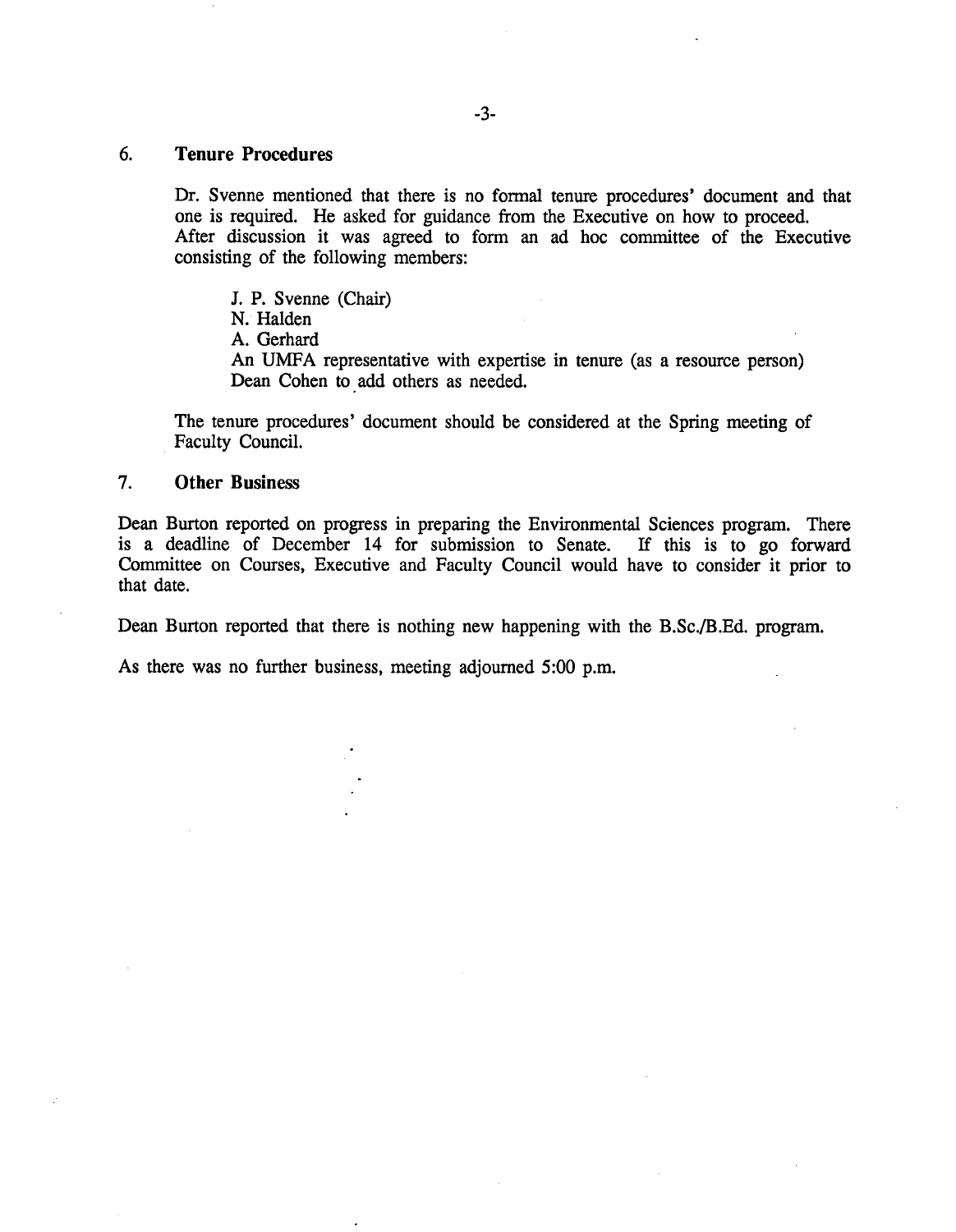## 6. Tenure Procedures

Dr. Svenne mentioned that there is no formal tenure procedures' document and that one is required. He asked for guidance from the Executive on how to proceed. After discussion it was agreed to form an ad hoc committee of the Executive consisting of the following members:

J. P. Svenne (Chair)
N. Halden
A. Gerhard
An UMFA representative with expertise in tenure (as a resource person)
Dean Cohen to add others as needed.

The tenure procedures' document should be considered at the Spring meeting of Faculty Council.

## 7. Other Business

Dean Burton reported on progress in preparing the Environmental Sciences program. There is a deadline of December 14 for submission to Senate. If this is to go forward Committee on Courses, Executive and Faculty Council would have to consider it prior to that date.

Dean Burton reported that there is nothing new happening with the B.Sc./B.Ed. program.

As there was no further business, meeting adjourned 5:00 p.m.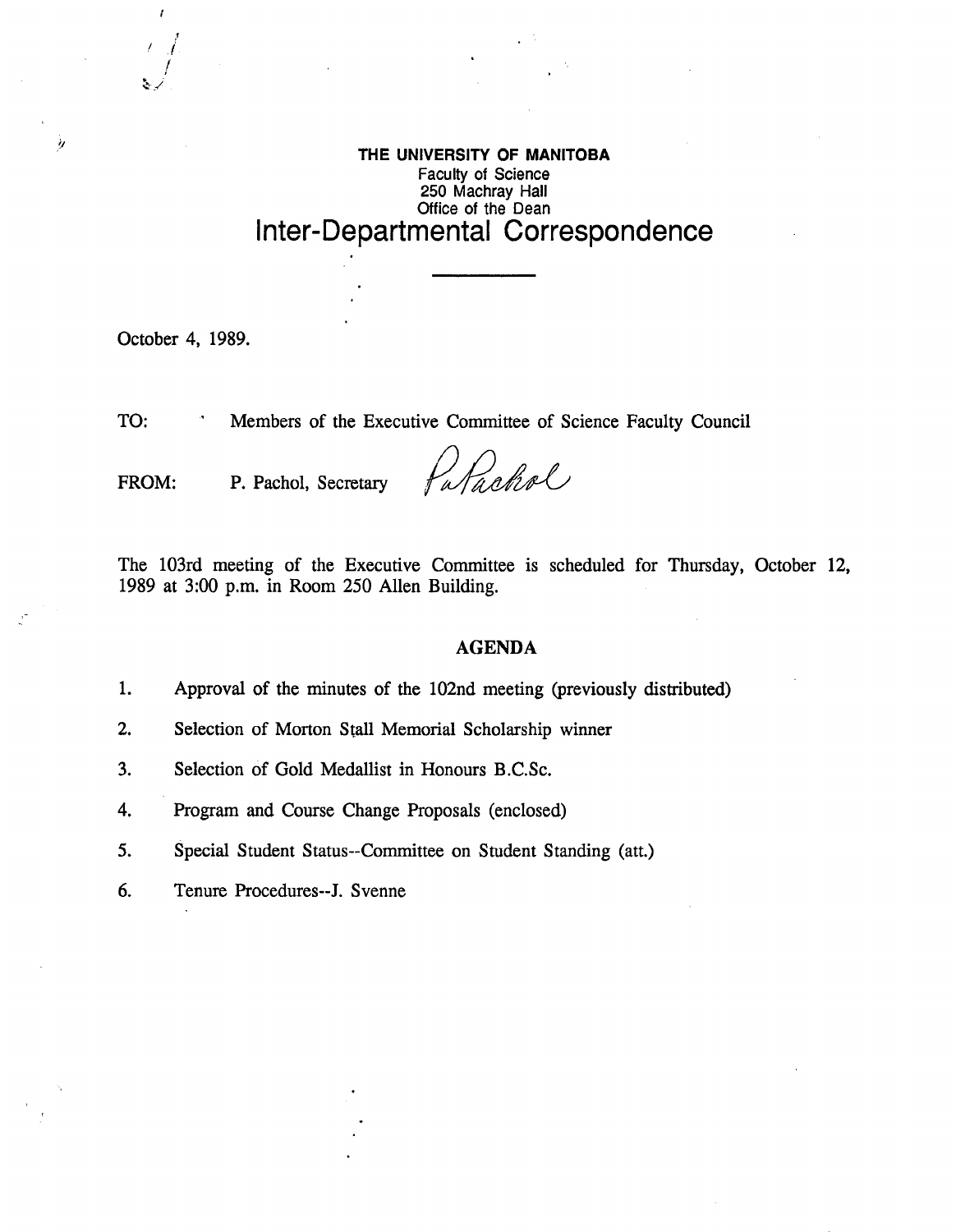**THE UNIVERSITY OF MANITOBA**
Faculty of Science
250 Machray Hall
Office of the Dean

# Inter-Departmental Correspondence

October 4, 1989.

TO: Members of the Executive Committee of Science Faculty Council

FROM: P. Pachol, Secretary

The 103rd meeting of the Executive Committee is scheduled for Thursday, October 12, 1989 at 3:00 p.m. in Room 250 Allen Building.

## AGENDA

1. Approval of the minutes of the 102nd meeting (previously distributed)
2. Selection of Morton Stall Memorial Scholarship winner
3. Selection of Gold Medallist in Honours B.C.Sc.
4. Program and Course Change Proposals (enclosed)
5. Special Student Status--Committee on Student Standing (att.)
6. Tenure Procedures--J. Svenne